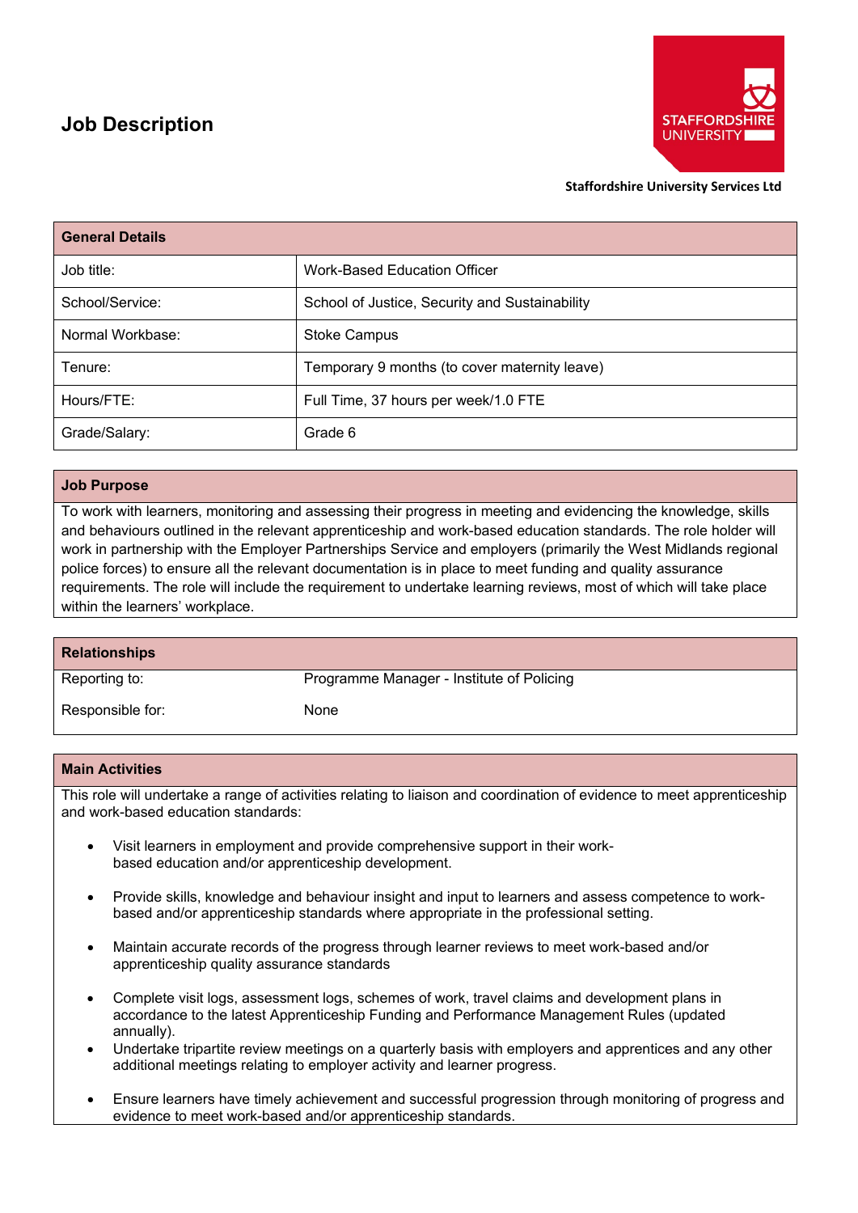# Job Description

Staffordshire University Services Ltd

| General Details | |
|---|---|
| Job title: | Work-Based Education Officer |
| School/Service: | School of Justice, Security and Sustainability |
| Normal Workbase: | Stoke Campus |
| Tenure: | Temporary 9 months (to cover maternity leave) |
| Hours/FTE: | Full Time, 37 hours per week/1.0 FTE |
| Grade/Salary: | Grade 6 |

## Job Purpose

To work with learners, monitoring and assessing their progress in meeting and evidencing the knowledge, skills and behaviours outlined in the relevant apprenticeship and work-based education standards. The role holder will work in partnership with the Employer Partnerships Service and employers (primarily the West Midlands regional police forces) to ensure all the relevant documentation is in place to meet funding and quality assurance requirements. The role will include the requirement to undertake learning reviews, most of which will take place within the learners' workplace.

## Relationships

| | |
|---|---|
| Reporting to: | Programme Manager - Institute of Policing |
| Responsible for: | None |

## Main Activities

This role will undertake a range of activities relating to liaison and coordination of evidence to meet apprenticeship and work-based education standards:

- Visit learners in employment and provide comprehensive support in their work-based education and/or apprenticeship development.
- Provide skills, knowledge and behaviour insight and input to learners and assess competence to work-based and/or apprenticeship standards where appropriate in the professional setting.
- Maintain accurate records of the progress through learner reviews to meet work-based and/or apprenticeship quality assurance standards
- Complete visit logs, assessment logs, schemes of work, travel claims and development plans in accordance to the latest Apprenticeship Funding and Performance Management Rules (updated annually).
- Undertake tripartite review meetings on a quarterly basis with employers and apprentices and any other additional meetings relating to employer activity and learner progress.
- Ensure learners have timely achievement and successful progression through monitoring of progress and evidence to meet work-based and/or apprenticeship standards.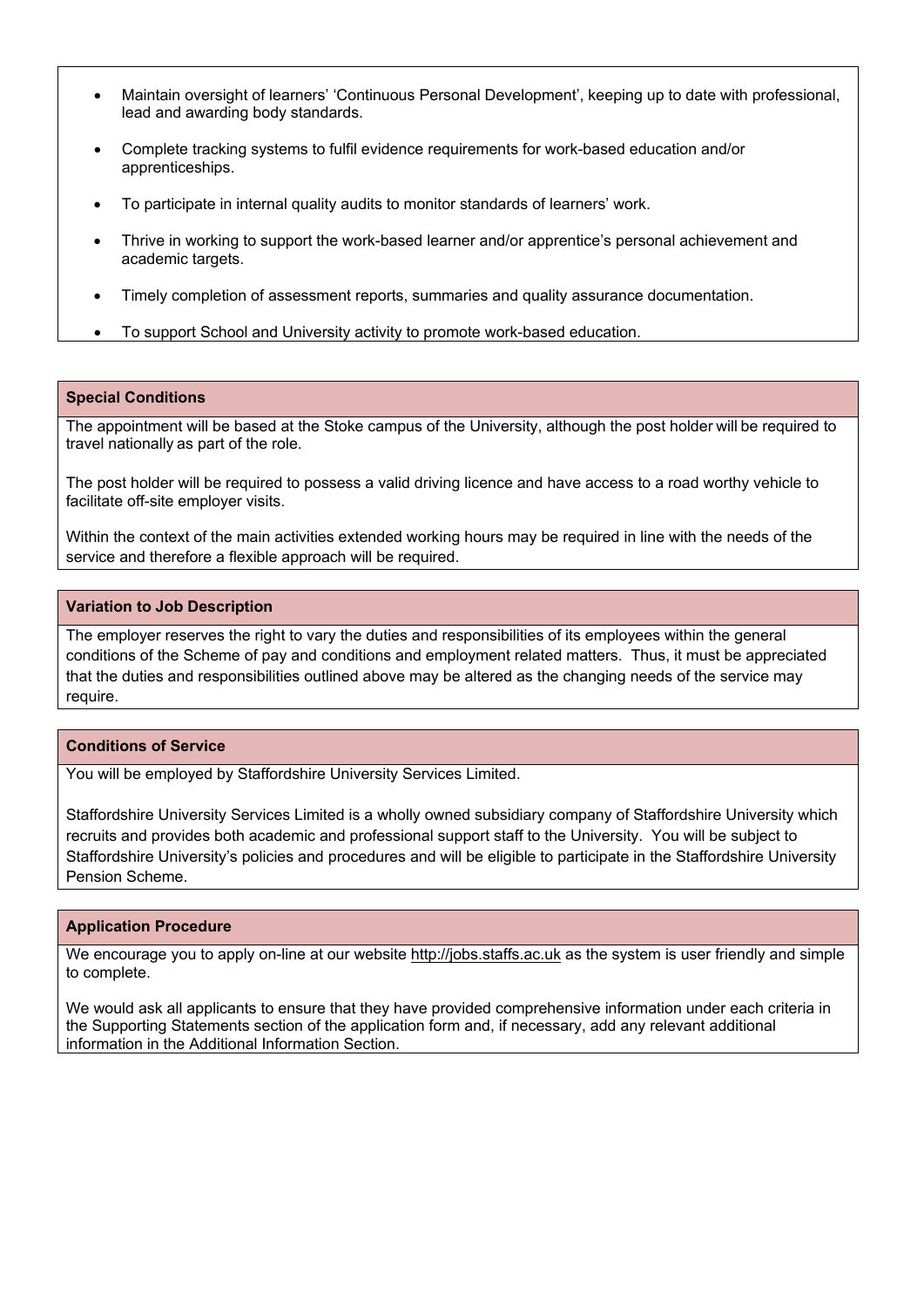- Maintain oversight of learners' 'Continuous Personal Development', keeping up to date with professional, lead and awarding body standards.
- Complete tracking systems to fulfil evidence requirements for work-based education and/or apprenticeships.
- To participate in internal quality audits to monitor standards of learners' work.
- Thrive in working to support the work-based learner and/or apprentice's personal achievement and academic targets.
- Timely completion of assessment reports, summaries and quality assurance documentation.
- To support School and University activity to promote work-based education.

## Special Conditions

The appointment will be based at the Stoke campus of the University, although the post holder will be required to travel nationally as part of the role.

The post holder will be required to possess a valid driving licence and have access to a road worthy vehicle to facilitate off-site employer visits.

Within the context of the main activities extended working hours may be required in line with the needs of the service and therefore a flexible approach will be required.

## Variation to Job Description

The employer reserves the right to vary the duties and responsibilities of its employees within the general conditions of the Scheme of pay and conditions and employment related matters. Thus, it must be appreciated that the duties and responsibilities outlined above may be altered as the changing needs of the service may require.

## Conditions of Service

You will be employed by Staffordshire University Services Limited.

Staffordshire University Services Limited is a wholly owned subsidiary company of Staffordshire University which recruits and provides both academic and professional support staff to the University. You will be subject to Staffordshire University's policies and procedures and will be eligible to participate in the Staffordshire University Pension Scheme.

## Application Procedure

We encourage you to apply on-line at our website http://jobs.staffs.ac.uk as the system is user friendly and simple to complete.

We would ask all applicants to ensure that they have provided comprehensive information under each criteria in the Supporting Statements section of the application form and, if necessary, add any relevant additional information in the Additional Information Section.